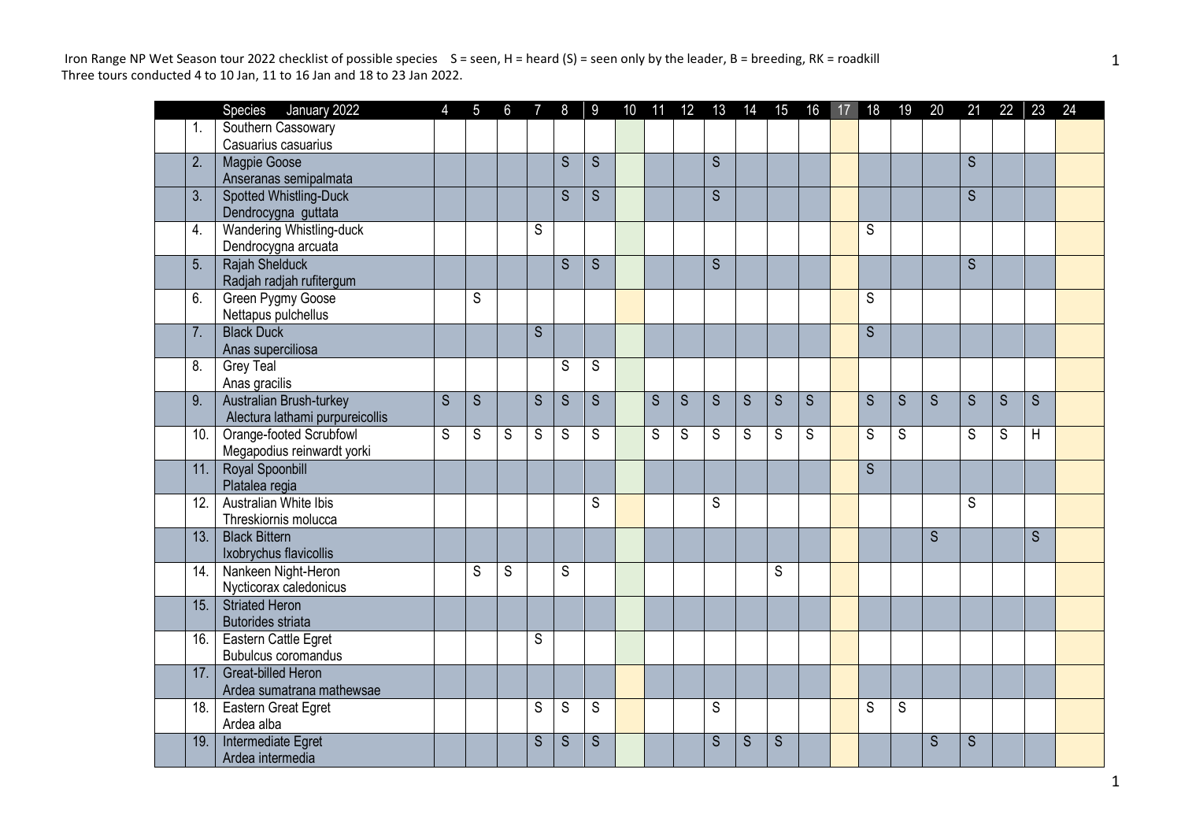Iron Range NP Wet Season tour 2022 checklist of possible species S = seen, H = heard (S) = seen only by the leader, B = breeding, RK = roadkill
Three tours conducted 4 to 10 Jan, 11 to 16 Jan and 18 to 23 Jan 2022.

| | Species January 2022 | 4 | 5 | 6 | 7 | 8 | 9 | 10 | 11 | 12 | 13 | 14 | 15 | 16 | 17 | 18 | 19 | 20 | 21 | 22 | 23 | 24 |
|---|---|---|---|---|---|---|---|---|---|---|---|---|---|---|---|---|---|---|---|---|---|---|
| 1. | Southern Cassowary Casuarius casuarius | | | | | | | | | | | | | | | | | | | | | |
| 2. | Magpie Goose Anseranas semipalmata | | | | | S | S | | | | S | | | | | | | | S | | | |
| 3. | Spotted Whistling-Duck Dendrocygna guttata | | | | | S | S | | | | S | | | | | | | | S | | | |
| 4. | Wandering Whistling-duck Dendrocygna arcuata | | | | S | | | | | | | | | | | S | | | | | | |
| 5. | Rajah Shelduck Radjah radjah rufitergum | | | | | S | S | | | | S | | | | | | | | S | | | |
| 6. | Green Pygmy Goose Nettapus pulchellus | | S | | | | | | | | | | | | | S | | | | | | |
| 7. | Black Duck Anas superciliosa | | | | S | | | | | | | | | | | S | | | | | | |
| 8. | Grey Teal Anas gracilis | | | | | S | S | | | | | | | | | | | | | | | |
| 9. | Australian Brush-turkey Alectura lathami purpureicollis | S | S | | S | S | S | | S | S | S | S | S | S | | S | S | S | S | S | S | |
| 10. | Orange-footed Scrubfowl Megapodius reinwardt yorki | S | S | S | S | S | S | | S | S | S | S | S | S | | S | S | | S | S | H | |
| 11. | Royal Spoonbill Platalea regia | | | | | | | | | | | | | | | S | | | | | | |
| 12. | Australian White Ibis Threskiornis molucca | | | | | | S | | | | S | | | | | | | | S | | | |
| 13. | Black Bittern Ixobrychus flavicollis | | | | | | | | | | | | | | | | | S | | | S | |
| 14. | Nankeen Night-Heron Nycticorax caledonicus | | S | S | | S | | | | | | | S | | | | | | | | | |
| 15. | Striated Heron Butorides striata | | | | | | | | | | | | | | | | | | | | | |
| 16. | Eastern Cattle Egret Bubulcus coromandus | | | | S | | | | | | | | | | | | | | | | | |
| 17. | Great-billed Heron Ardea sumatrana mathewsae | | | | | | | | | | | | | | | | | | | | | |
| 18. | Eastern Great Egret Ardea alba | | | | S | S | S | | | | S | | | | | S | S | | | | | |
| 19. | Intermediate Egret Ardea intermedia | | | | S | S | S | | | | S | S | S | | | | | S | S | | | |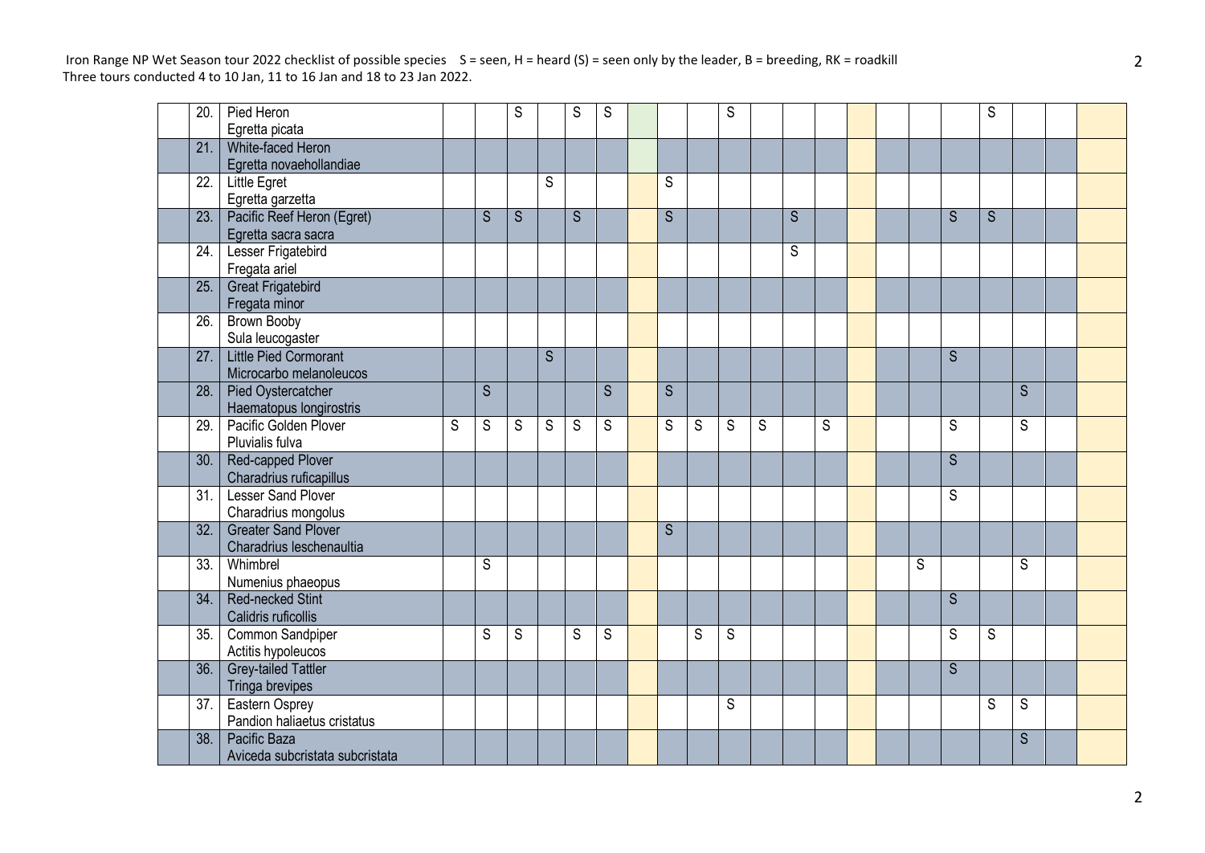Iron Range NP Wet Season tour 2022 checklist of possible species S = seen, H = heard (S) = seen only by the leader, B = breeding, RK = roadkill
Three tours conducted 4 to 10 Jan, 11 to 16 Jan and 18 to 23 Jan 2022.

| No. | Species | | | | | | | | | | | | | | | | | | | | | |
|---|---|---|---|---|---|---|---|---|---|---|---|---|---|---|---|---|---|---|---|---|---|---|
| 20. | Pied Heron<br>Egretta picata | | | S | | S | S | | | | S | | | | | | | | S | | | |
| 21. | White-faced Heron<br>Egretta novaehollandiae | | | | | | | | | | | | | | | | | | | | | |
| 22. | Little Egret<br>Egretta garzetta | | | | S | | | | S | | | | | | | | | | | | | |
| 23. | Pacific Reef Heron (Egret)<br>Egretta sacra sacra | | S | S | | S | | | S | | | | S | | | | | S | S | | | |
| 24. | Lesser Frigatebird<br>Fregata ariel | | | | | | | | | | | | S | | | | | | | | | |
| 25. | Great Frigatebird<br>Fregata minor | | | | | | | | | | | | | | | | | | | | | |
| 26. | Brown Booby<br>Sula leucogaster | | | | | | | | | | | | | | | | | | | | | |
| 27. | Little Pied Cormorant<br>Microcarbo melanoleucos | | | | S | | | | | | | | | | | | | S | | | | |
| 28. | Pied Oystercatcher<br>Haematopus longirostris | | S | | | | S | | S | | | | | | | | | | | S | | |
| 29. | Pacific Golden Plover<br>Pluvialis fulva | S | S | S | S | S | S | | S | S | S | S | | S | | | | S | | S | | |
| 30. | Red-capped Plover<br>Charadrius ruficapillus | | | | | | | | | | | | | | | | | S | | | | |
| 31. | Lesser Sand Plover<br>Charadrius mongolus | | | | | | | | | | | | | | | | | S | | | | |
| 32. | Greater Sand Plover<br>Charadrius leschenaultia | | | | | | | | S | | | | | | | | | | | | | |
| 33. | Whimbrel<br>Numenius phaeopus | | S | | | | | | | | | | | | | | S | | | S | | |
| 34. | Red-necked Stint<br>Calidris ruficollis | | | | | | | | | | | | | | | | | S | | | | |
| 35. | Common Sandpiper<br>Actitis hypoleucos | | S | S | | S | S | | | S | S | | | | | | | S | S | | | |
| 36. | Grey-tailed Tattler<br>Tringa brevipes | | | | | | | | | | | | | | | | | S | | | | |
| 37. | Eastern Osprey<br>Pandion haliaetus cristatus | | | | | | | | | | S | | | | | | | | S | S | | |
| 38. | Pacific Baza<br>Aviceda subcristata subcristata | | | | | | | | | | | | | | | | | | | S | | |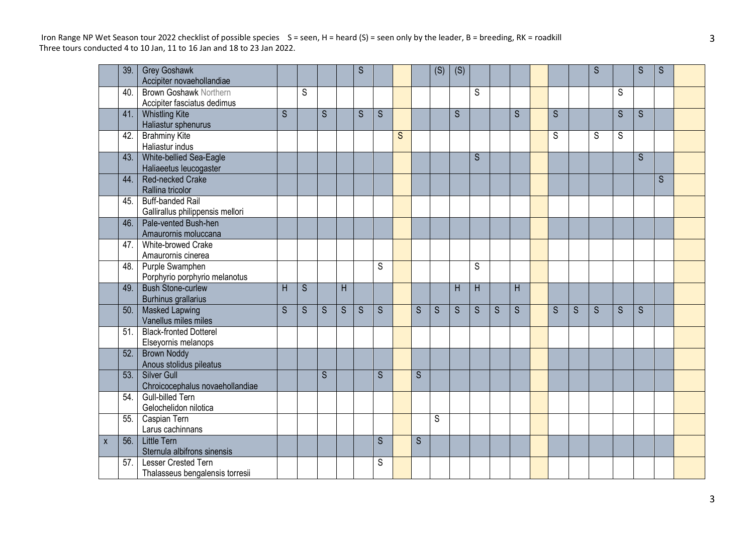Iron Range NP Wet Season tour 2022 checklist of possible species S = seen, H = heard (S) = seen only by the leader, B = breeding, RK = roadkill
Three tours conducted 4 to 10 Jan, 11 to 16 Jan and 18 to 23 Jan 2022.

| | | | | | | | | | | | | | | | | | | | | | | | |
|---|---|---|---|---|---|---|---|---|---|---|---|---|---|---|---|---|---|---|---|---|---|---|---|
| | 39. | Grey Goshawk<br>Accipiter novaehollandiae | | | | | S | | | | (S) | (S) | | | | | | | S | | S | S | |
| | 40. | Brown Goshawk Northern<br>Accipiter fasciatus dedimus | | S | | | | | | | | | S | | | | | | | S | | | |
| | 41. | Whistling Kite<br>Haliastur sphenurus | S | | S | | S | S | | | | S | | | S | | S | | | S | S | | |
| | 42. | Brahminy Kite<br>Haliastur indus | | | | | | | S | | | | | | | | S | | S | S | | | |
| | 43. | White-bellied Sea-Eagle<br>Haliaeetus leucogaster | | | | | | | | | | | S | | | | | | | | S | | |
| | 44. | Red-necked Crake<br>Rallina tricolor | | | | | | | | | | | | | | | | | | | | S | |
| | 45. | Buff-banded Rail<br>Gallirallus philippensis mellori | | | | | | | | | | | | | | | | | | | | | |
| | 46. | Pale-vented Bush-hen<br>Amaurornis moluccana | | | | | | | | | | | | | | | | | | | | | |
| | 47. | White-browed Crake<br>Amaurornis cinerea | | | | | | | | | | | | | | | | | | | | | |
| | 48. | Purple Swamphen<br>Porphyrio porphyrio melanotus | | | | | | S | | | | | S | | | | | | | | | | |
| | 49. | Bush Stone-curlew<br>Burhinus grallarius | H | S | | H | | | | | | H | H | | H | | | | | | | | |
| | 50. | Masked Lapwing<br>Vanellus miles miles | S | S | S | S | S | S | | S | S | S | S | S | S | | S | S | S | S | S | | |
| | 51. | Black-fronted Dotterel<br>Elseyornis melanops | | | | | | | | | | | | | | | | | | | | | |
| | 52. | Brown Noddy<br>Anous stolidus pileatus | | | | | | | | | | | | | | | | | | | | | |
| | 53. | Silver Gull<br>Chroicocephalus novaehollandiae | | | S | | | S | | S | | | | | | | | | | | | | |
| | 54. | Gull-billed Tern<br>Gelochelidon nilotica | | | | | | | | | | | | | | | | | | | | | |
| | 55. | Caspian Tern<br>Larus cachinnans | | | | | | | | | S | | | | | | | | | | | | |
| x | 56. | Little Tern<br>Sternula albifrons sinensis | | | | | | S | | S | | | | | | | | | | | | | |
| | 57. | Lesser Crested Tern<br>Thalasseus bengalensis torresii | | | | | | S | | | | | | | | | | | | | | | |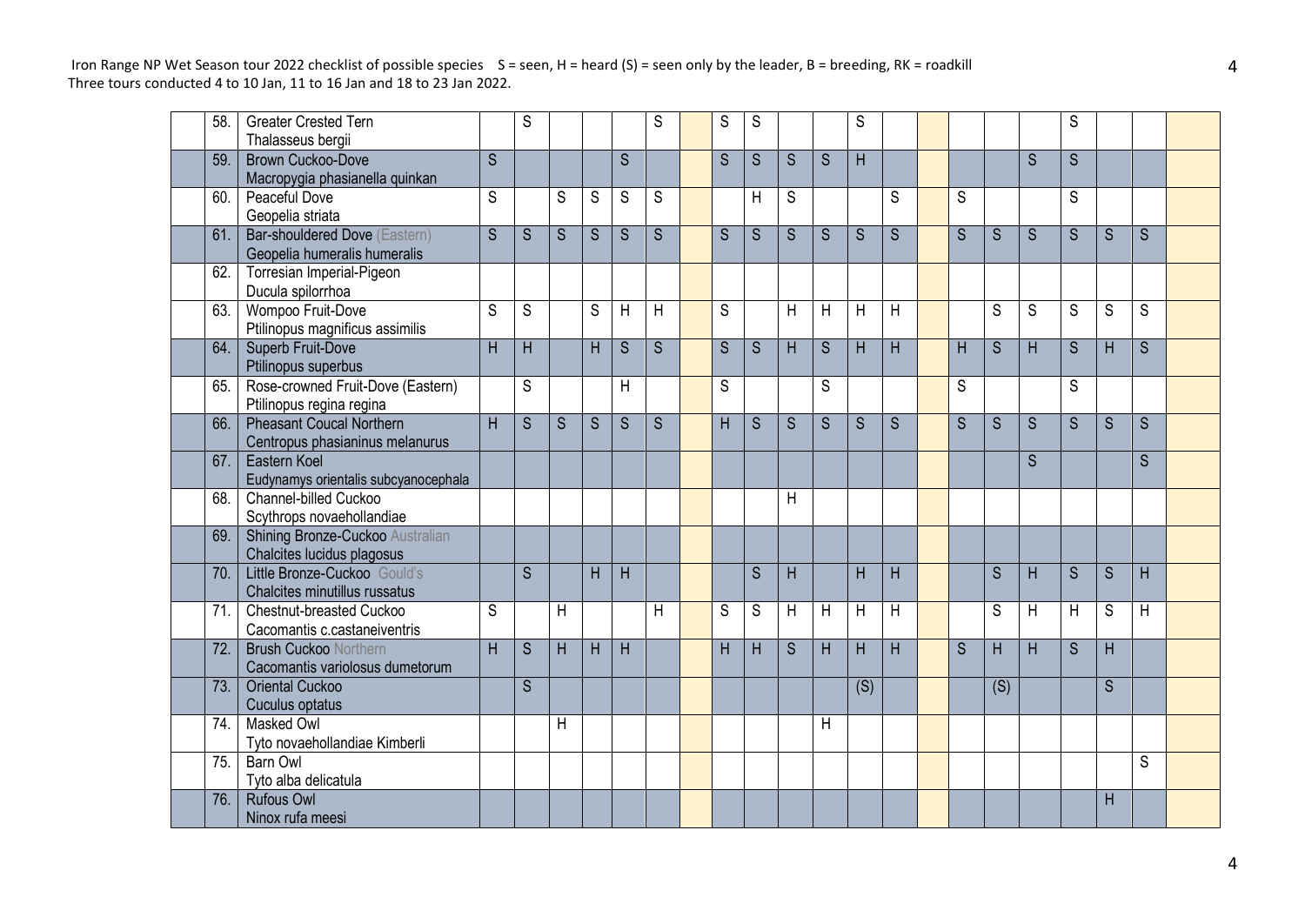Iron Range NP Wet Season tour 2022 checklist of possible species S = seen, H = heard (S) = seen only by the leader, B = breeding, RK = roadkill
Three tours conducted 4 to 10 Jan, 11 to 16 Jan and 18 to 23 Jan 2022.

| No. | Species | | | | | | | | | | | | | | | | | | | | | |
|---|---|---|---|---|---|---|---|---|---|---|---|---|---|---|---|---|---|---|---|---|---|---|
| 58. | Greater Crested Tern<br>Thalasseus bergii | | S | | | | S | | S | S | | | S | | | | | | S | | | |
| 59. | Brown Cuckoo-Dove<br>Macropygia phasianella quinkan | S | | | | S | | | S | S | S | S | H | | | | | S | S | | | |
| 60. | Peaceful Dove<br>Geopelia striata | S | | S | S | S | S | | | H | S | | | S | | S | | | S | | | |
| 61. | Bar-shouldered Dove (Eastern)<br>Geopelia humeralis humeralis | S | S | S | S | S | S | | S | S | S | S | S | S | | S | S | S | S | S | S | |
| 62. | Torresian Imperial-Pigeon<br>Ducula spilorrhoa | | | | | | | | | | | | | | | | | | | | | |
| 63. | Wompoo Fruit-Dove<br>Ptilinopus magnificus assimilis | S | S | | S | H | H | | S | | H | H | H | H | | | S | S | S | S | S | |
| 64. | Superb Fruit-Dove<br>Ptilinopus superbus | H | H | | H | S | S | | S | S | H | S | H | H | | H | S | H | S | H | S | |
| 65. | Rose-crowned Fruit-Dove (Eastern)<br>Ptilinopus regina regina | | S | | | H | | | S | | | S | | | | S | | | S | | | |
| 66. | Pheasant Coucal Northern<br>Centropus phasianinus melanurus | H | S | S | S | S | S | | H | S | S | S | S | S | | S | S | S | S | S | S | |
| 67. | Eastern Koel<br>Eudynamys orientalis subcyanocephala | | | | | | | | | | | | | | | | | S | | | S | |
| 68. | Channel-billed Cuckoo<br>Scythrops novaehollandiae | | | | | | | | | | H | | | | | | | | | | | |
| 69. | Shining Bronze-Cuckoo Australian<br>Chalcites lucidus plagosus | | | | | | | | | | | | | | | | | | | | | |
| 70. | Little Bronze-Cuckoo Gould's<br>Chalcites minutillus russatus | | S | | H | H | | | | S | H | | H | H | | | S | H | S | S | H | |
| 71. | Chestnut-breasted Cuckoo<br>Cacomantis c.castaneiventris | S | | H | | | H | | S | S | H | H | H | H | | | S | H | H | S | H | |
| 72. | Brush Cuckoo Northern<br>Cacomantis variolosus dumetorum | H | S | H | H | H | | | H | H | S | H | H | H | | S | H | H | S | H | | |
| 73. | Oriental Cuckoo<br>Cuculus optatus | | S | | | | | | | | | | (S) | | | | (S) | | | S | | |
| 74. | Masked Owl<br>Tyto novaehollandiae Kimberli | | | H | | | | | | | | H | | | | | | | | | | |
| 75. | Barn Owl<br>Tyto alba delicatula | | | | | | | | | | | | | | | | | | | | S | |
| 76. | Rufous Owl<br>Ninox rufa meesi | | | | | | | | | | | | | | | | | | | H | | |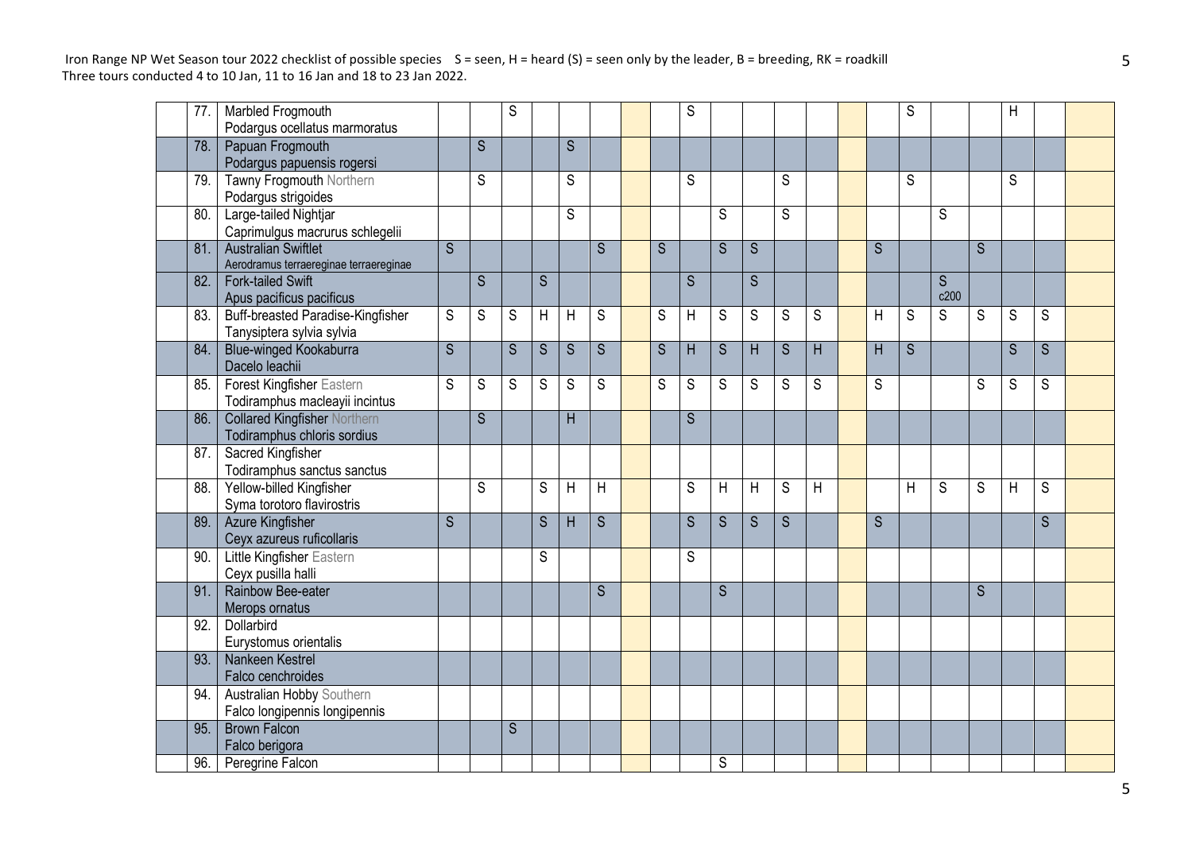Iron Range NP Wet Season tour 2022 checklist of possible species S = seen, H = heard (S) = seen only by the leader, B = breeding, RK = roadkill
Three tours conducted 4 to 10 Jan, 11 to 16 Jan and 18 to 23 Jan 2022.

| No. | Species | | | | | | | | | | | | | | | | | | | | | |
|---|---|---|---|---|---|---|---|---|---|---|---|---|---|---|---|---|---|---|---|---|---|---|
| 77. | Marbled Frogmouth<br>Podargus ocellatus marmoratus | | | S | | | | | | S | | | | | | | S | | | H | | |
| 78. | Papuan Frogmouth<br>Podargus papuensis rogersi | | S | | | S | | | | | | | | | | | | | | | | |
| 79. | Tawny Frogmouth Northern<br>Podargus strigoides | | S | | | S | | | | S | | | S | | | | S | | | S | | |
| 80. | Large-tailed Nightjar<br>Caprimulgus macrurus schlegelii | | | | | S | | | | | S | | S | | | | | S | | | | |
| 81. | Australian Swiftlet<br>Aerodramus terraereginae terraereginae | S | | | | | S | | S | | S | S | | | | S | | | S | | | |
| 82. | Fork-tailed Swift<br>Apus pacificus pacificus | | S | | S | | | | | S | | S | | | | | | S<br>c200 | | | | |
| 83. | Buff-breasted Paradise-Kingfisher<br>Tanysiptera sylvia sylvia | S | S | S | H | H | S | | S | H | S | S | S | S | | H | S | S | S | S | S | |
| 84. | Blue-winged Kookaburra<br>Dacelo leachii | S | | S | S | S | S | | S | H | S | H | S | H | | H | S | | | S | S | |
| 85. | Forest Kingfisher Eastern<br>Todiramphus macleayii incintus | S | S | S | S | S | S | | S | S | S | S | S | S | | S | | | S | S | S | |
| 86. | Collared Kingfisher Northern<br>Todiramphus chloris sordius | | S | | | H | | | | S | | | | | | | | | | | | |
| 87. | Sacred Kingfisher<br>Todiramphus sanctus sanctus | | | | | | | | | | | | | | | | | | | | | |
| 88. | Yellow-billed Kingfisher<br>Syma torotoro flavirostris | | S | | S | H | H | | | S | H | H | S | H | | | H | S | S | H | S | |
| 89. | Azure Kingfisher<br>Ceyx azureus ruficollaris | S | | | S | H | S | | | S | S | S | S | | | S | | | | | S | |
| 90. | Little Kingfisher Eastern<br>Ceyx pusilla halli | | | | S | | | | | S | | | | | | | | | | | | |
| 91. | Rainbow Bee-eater<br>Merops ornatus | | | | | | S | | | | S | | | | | | | | S | | | |
| 92. | Dollarbird<br>Eurystomus orientalis | | | | | | | | | | | | | | | | | | | | | |
| 93. | Nankeen Kestrel<br>Falco cenchroides | | | | | | | | | | | | | | | | | | | | | |
| 94. | Australian Hobby Southern<br>Falco longipennis longipennis | | | | | | | | | | | | | | | | | | | | | |
| 95. | Brown Falcon<br>Falco berigora | | | S | | | | | | | | | | | | | | | | | | |
| 96. | Peregrine Falcon | | | | | | | | | | S | | | | | | | | | | | |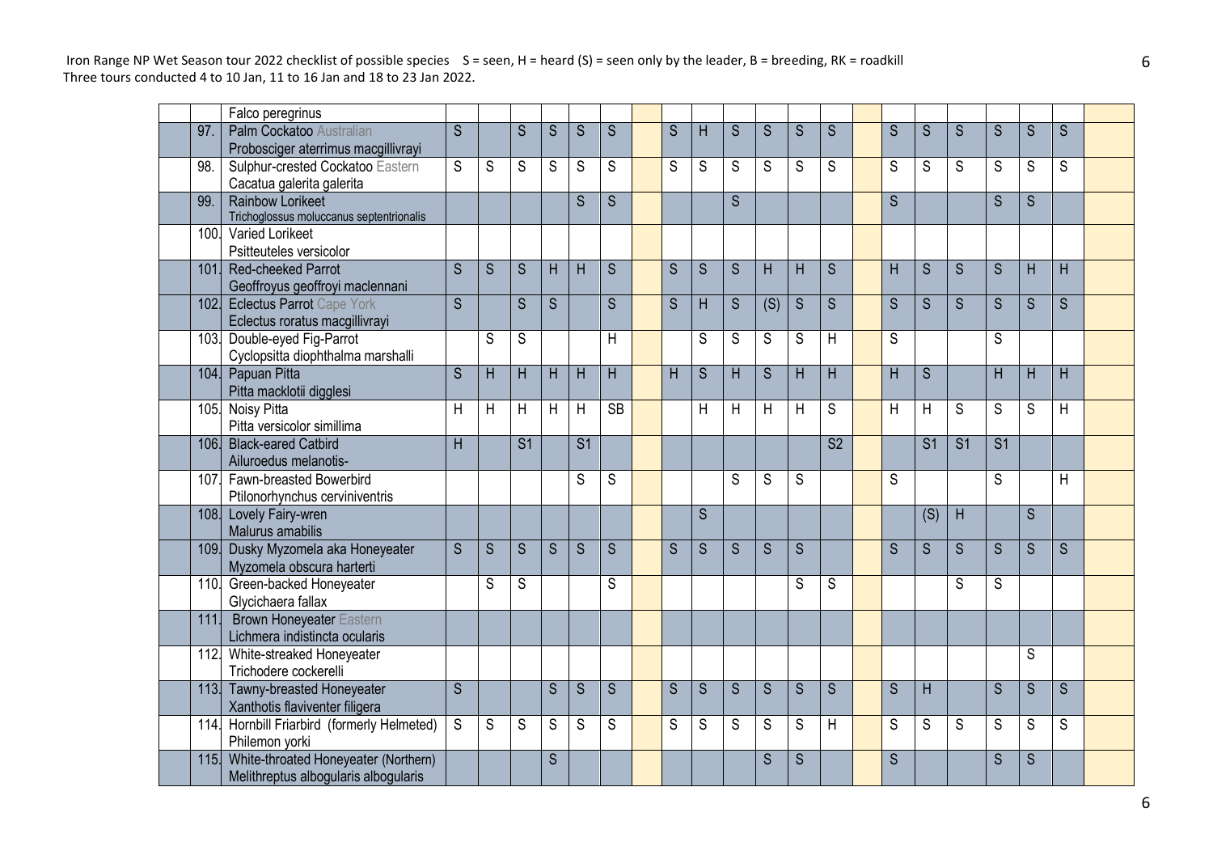Iron Range NP Wet Season tour 2022 checklist of possible species S = seen, H = heard (S) = seen only by the leader, B = breeding, RK = roadkill
Three tours conducted 4 to 10 Jan, 11 to 16 Jan and 18 to 23 Jan 2022.

| | | | | | | | | | | | | | | | | | | | | | | |
|---|---|---|---|---|---|---|---|---|---|---|---|---|---|---|---|---|---|---|---|---|---|---|
| | Falco peregrinus | | | | | | | | | | | | | | | | | | | | | |
| 97. | Palm Cockatoo Australian<br>Probosciger aterrimus macgillivrayi | S | | S | S | S | S | | S | H | S | S | S | S | | S | S | S | S | S | S | |
| 98. | Sulphur-crested Cockatoo Eastern<br>Cacatua galerita galerita | S | S | S | S | S | S | | S | S | S | S | S | S | | S | S | S | S | S | S | |
| 99. | Rainbow Lorikeet<br>Trichoglossus moluccanus septentrionalis | | | | | S | S | | | | S | | | | | S | | | S | S | | |
| 100. | Varied Lorikeet<br>Psitteuteles versicolor | | | | | | | | | | | | | | | | | | | | | |
| 101. | Red-cheeked Parrot<br>Geoffroyus geoffroyi maclennani | S | S | S | H | H | S | | S | S | S | H | H | S | | H | S | S | S | H | H | |
| 102. | Eclectus Parrot Cape York<br>Eclectus roratus macgillivrayi | S | | S | S | | S | | S | H | S | (S) | S | S | | S | S | S | S | S | S | |
| 103. | Double-eyed Fig-Parrot<br>Cyclopsitta diophthalma marshalli | | S | S | | | H | | | S | S | S | S | H | | S | | | S | | | |
| 104. | Papuan Pitta<br>Pitta macklotii digglesi | S | H | H | H | H | H | | H | S | H | S | H | H | | H | S | | H | H | H | |
| 105. | Noisy Pitta<br>Pitta versicolor simillima | H | H | H | H | H | SB | | | H | H | H | H | S | | H | H | S | S | S | H | |
| 106. | Black-eared Catbird<br>Ailuroedus melanotis- | H | | S1 | | S1 | | | | | | | | S2 | | | S1 | S1 | S1 | | | |
| 107. | Fawn-breasted Bowerbird<br>Ptilonorhynchus cerviniventris | | | | | S | S | | | | S | S | S | | | S | | | S | | H | |
| 108. | Lovely Fairy-wren<br>Malurus amabilis | | | | | | | | | S | | | | | | | (S) | H | | S | | |
| 109. | Dusky Myzomela aka Honeyeater<br>Myzomela obscura harterti | S | S | S | S | S | S | | S | S | S | S | S | | | S | S | S | S | S | S | |
| 110. | Green-backed Honeyeater<br>Glycichaera fallax | | S | S | | | S | | | | | | S | S | | | | S | S | | | |
| 111. | Brown Honeyeater Eastern<br>Lichmera indistincta ocularis | | | | | | | | | | | | | | | | | | | | | |
| 112. | White-streaked Honeyeater<br>Trichodere cockerelli | | | | | | | | | | | | | | | | | | | S | | |
| 113. | Tawny-breasted Honeyeater<br>Xanthotis flaviventer filigera | S | | | S | S | S | | S | S | S | S | S | S | | S | H | | S | S | S | |
| 114. | Hornbill Friarbird (formerly Helmeted)<br>Philemon yorki | S | S | S | S | S | S | | S | S | S | S | S | H | | S | S | S | S | S | S | |
| 115. | White-throated Honeyeater (Northern)<br>Melithreptus albogularis albogularis | | | | S | | | | | | | S | S | | | S | | | S | S | | |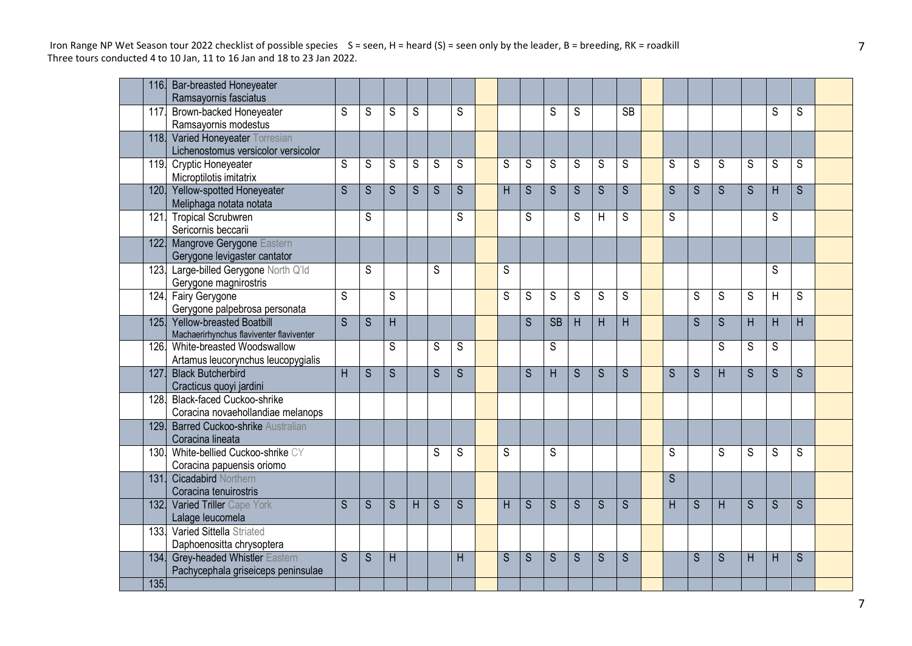Iron Range NP Wet Season tour 2022 checklist of possible species S = seen, H = heard (S) = seen only by the leader, B = breeding, RK = roadkill
Three tours conducted 4 to 10 Jan, 11 to 16 Jan and 18 to 23 Jan 2022.

| No. | Species | | | | | | | | | | | | | | | | | | | | |
|---|---|---|---|---|---|---|---|---|---|---|---|---|---|---|---|---|---|---|---|---|---|
| 116. | Bar-breasted Honeyeater<br>Ramsayornis fasciatus | | | | | | | | | | | | | | | | | | | | |
| 117. | Brown-backed Honeyeater<br>Ramsayornis modestus | S | S | S | S | | S | | | | S | S | | SB | | | | | | S | S |
| 118. | Varied Honeyeater Torresian<br>Lichenostomus versicolor versicolor | | | | | | | | | | | | | | | | | | | | |
| 119. | Cryptic Honeyeater<br>Microptilotis imitatrix | S | S | S | S | S | S | | S | S | S | S | S | S | | S | S | S | S | S | S |
| 120. | Yellow-spotted Honeyeater<br>Meliphaga notata notata | S | S | S | S | S | S | | H | S | S | S | S | S | | S | S | S | S | H | S |
| 121. | Tropical Scrubwren<br>Sericornis beccarii | | S | | | | S | | | S | | S | H | S | | S | | | | S | |
| 122. | Mangrove Gerygone Eastern<br>Gerygone levigaster cantator | | | | | | | | | | | | | | | | | | | | |
| 123. | Large-billed Gerygone North Q'ld<br>Gerygone magnirostris | | S | | | S | | | S | | | | | | | | | | | S | |
| 124. | Fairy Gerygone<br>Gerygone palpebrosa personata | S | | S | | | | | S | S | S | S | S | S | | | S | S | S | H | S |
| 125. | Yellow-breasted Boatbill<br>Machaerirhynchus flaviventer flaviventer | S | S | H | | | | | | S | SB | H | H | H | | | S | S | H | H | H |
| 126. | White-breasted Woodswallow<br>Artamus leucorynchus leucopygialis | | | S | | S | S | | | | S | | | | | | | S | S | S | |
| 127. | Black Butcherbird<br>Cracticus quoyi jardini | H | S | S | | S | S | | | S | H | S | S | S | | S | S | H | S | S | S |
| 128. | Black-faced Cuckoo-shrike<br>Coracina novaehollandiae melanops | | | | | | | | | | | | | | | | | | | | |
| 129. | Barred Cuckoo-shrike Australian<br>Coracina lineata | | | | | | | | | | | | | | | | | | | | |
| 130. | White-bellied Cuckoo-shrike CY<br>Coracina papuensis oriomo | | | | | S | S | | S | | S | | | | | S | | S | S | S | S |
| 131. | Cicadabird Northern<br>Coracina tenuirostris | | | | | | | | | | | | | | | S | | | | | |
| 132. | Varied Triller Cape York<br>Lalage leucomela | S | S | S | H | S | S | | H | S | S | S | S | S | | H | S | H | S | S | S |
| 133. | Varied Sittella Striated<br>Daphoenositta chrysoptera | | | | | | | | | | | | | | | | | | | | |
| 134. | Grey-headed Whistler Eastern<br>Pachycephala griseiceps peninsulae | S | S | H | | | H | | S | S | S | S | S | S | | | S | S | H | H | S |
| 135. | | | | | | | | | | | | | | | | | | | | | |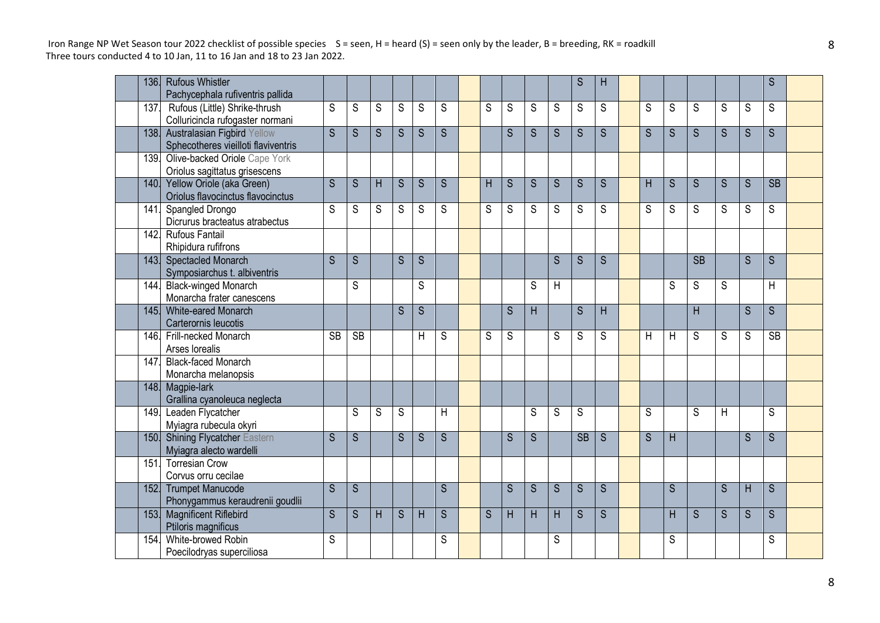Iron Range NP Wet Season tour 2022 checklist of possible species S = seen, H = heard (S) = seen only by the leader, B = breeding, RK = roadkill
Three tours conducted 4 to 10 Jan, 11 to 16 Jan and 18 to 23 Jan 2022.

| No. | Species | | | | | | | | | | | | | | | | | | | | | |
|---|---|---|---|---|---|---|---|---|---|---|---|---|---|---|---|---|---|---|---|---|---|---|
| 136. | Rufous Whistler<br>Pachycephala rufiventris pallida | | | | | | | | | | | | S | H | | | | | | | S | |
| 137. | Rufous (Little) Shrike-thrush<br>Colluricincla rufogaster normani | S | S | S | S | S | S | | S | S | S | S | S | S | | S | S | S | S | S | S | |
| 138. | Australasian Figbird Yellow<br>Sphecotheres vieilloti flaviventris | S | S | S | S | S | S | | | S | S | S | S | S | | S | S | S | S | S | S | |
| 139. | Olive-backed Oriole Cape York<br>Oriolus sagittatus grisescens | | | | | | | | | | | | | | | | | | | | | |
| 140. | Yellow Oriole (aka Green)<br>Oriolus flavocinctus flavocinctus | S | S | H | S | S | S | | H | S | S | S | S | S | | H | S | S | S | S | SB | |
| 141. | Spangled Drongo<br>Dicrurus bracteatus atrabectus | S | S | S | S | S | S | | S | S | S | S | S | S | | S | S | S | S | S | S | |
| 142. | Rufous Fantail<br>Rhipidura rufifrons | | | | | | | | | | | | | | | | | | | | | |
| 143. | Spectacled Monarch<br>Symposiarchus t. albiventris | S | S | | S | S | | | | | | S | S | S | | | | SB | | S | S | |
| 144. | Black-winged Monarch<br>Monarcha frater canescens | | S | | | S | | | | | S | H | | | | | S | S | S | | H | |
| 145. | White-eared Monarch<br>Carterornis leucotis | | | | S | S | | | | S | H | | S | H | | | | H | | S | S | |
| 146. | Frill-necked Monarch<br>Arses lorealis | SB | SB | | | H | S | | S | S | | S | S | S | | H | H | S | S | S | SB | |
| 147. | Black-faced Monarch<br>Monarcha melanopsis | | | | | | | | | | | | | | | | | | | | | |
| 148. | Magpie-lark<br>Grallina cyanoleuca neglecta | | | | | | | | | | | | | | | | | | | | | |
| 149. | Leaden Flycatcher<br>Myiagra rubecula okyri | | S | S | S | | H | | | | S | S | S | | | S | | S | H | | S | |
| 150. | Shining Flycatcher Eastern<br>Myiagra alecto wardelli | S | S | | S | S | S | | | S | S | | SB | S | | S | H | | | S | S | |
| 151. | Torresian Crow<br>Corvus orru cecilae | | | | | | | | | | | | | | | | | | | | | |
| 152. | Trumpet Manucode<br>Phonygammus keraudrenii goudlii | S | S | | | | S | | | S | S | S | S | S | | | S | | S | H | S | |
| 153. | Magnificent Riflebird<br>Ptiloris magnificus | S | S | H | S | H | S | | S | H | H | H | S | S | | | H | S | S | S | S | |
| 154. | White-browed Robin<br>Poecilodryas superciliosa | S | | | | | S | | | | | S | | | | | S | | | | S | |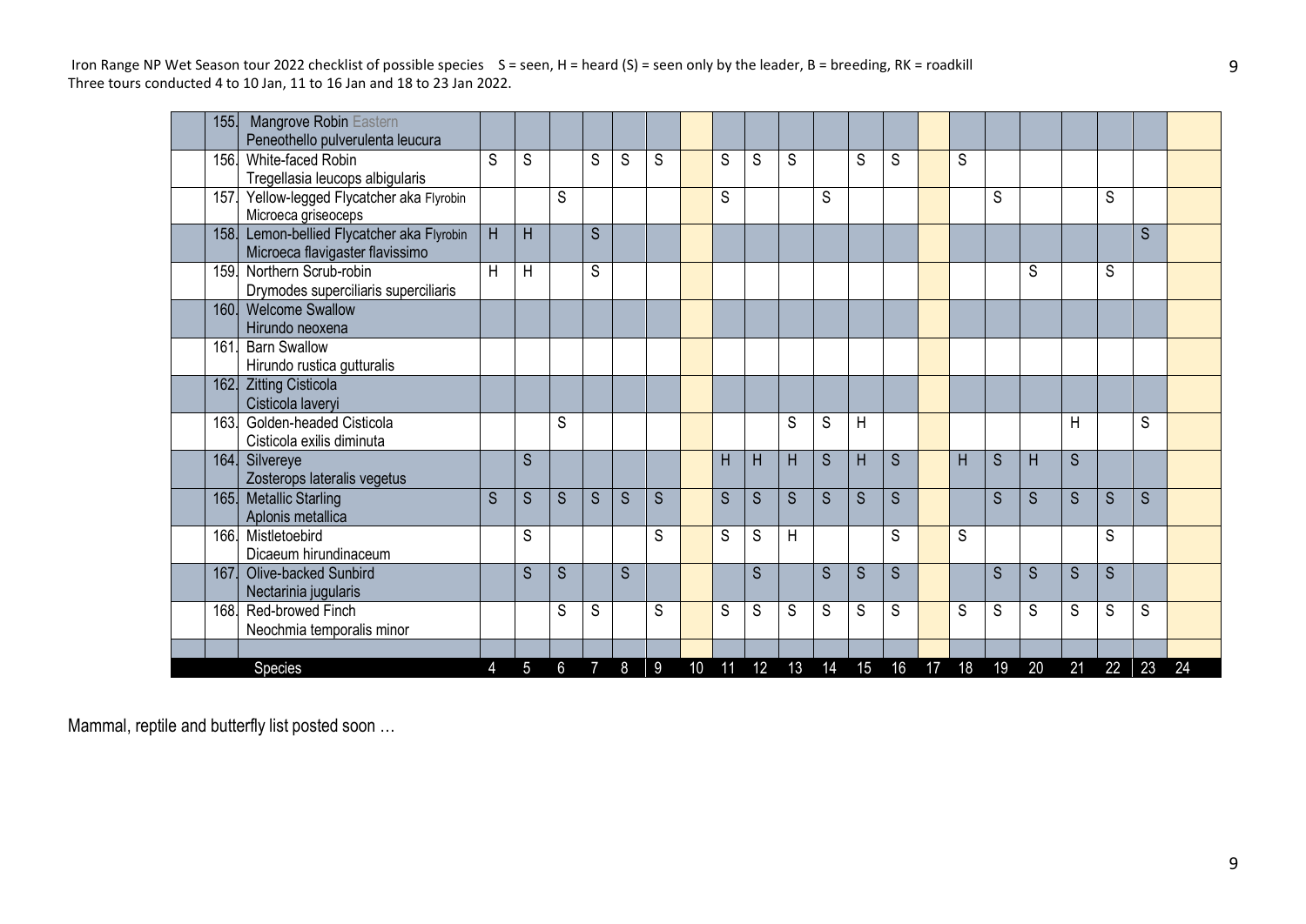Iron Range NP Wet Season tour 2022 checklist of possible species S = seen, H = heard (S) = seen only by the leader, B = breeding, RK = roadkill
Three tours conducted 4 to 10 Jan, 11 to 16 Jan and 18 to 23 Jan 2022.

| | | | | | | | | | | | | | | | | | | | | | | |
|---|---|---|---|---|---|---|---|---|---|---|---|---|---|---|---|---|---|---|---|---|---|---|
| 155. | Mangrove Robin Eastern<br>Peneothello pulverulenta leucura | | | | | | | | | | | | | | | | | | | | | |
| 156. | White-faced Robin<br>Tregellasia leucops albigularis | S | S | | S | S | S | | S | S | S | | S | S | | S | | | | | | |
| 157. | Yellow-legged Flycatcher aka Flyrobin<br>Microeca griseoceps | | | S | | | | | S | | | S | | | | | S | | | S | | |
| 158. | Lemon-bellied Flycatcher aka Flyrobin<br>Microeca flavigaster flavissimo | H | H | | S | | | | | | | | | | | | | | | | S | |
| 159. | Northern Scrub-robin<br>Drymodes superciliaris superciliaris | H | H | | S | | | | | | | | | | | | | S | | S | | |
| 160. | Welcome Swallow<br>Hirundo neoxena | | | | | | | | | | | | | | | | | | | | | |
| 161. | Barn Swallow<br>Hirundo rustica gutturalis | | | | | | | | | | | | | | | | | | | | | |
| 162. | Zitting Cisticola<br>Cisticola laveryi | | | | | | | | | | | | | | | | | | | | | |
| 163. | Golden-headed Cisticola<br>Cisticola exilis diminuta | | | S | | | | | | | S | S | H | | | | | | H | | S | |
| 164. | Silvereye<br>Zosterops lateralis vegetus | | S | | | | | | H | H | H | S | H | S | | H | S | H | S | | | |
| 165. | Metallic Starling<br>Aplonis metallica | S | S | S | S | S | S | | S | S | S | S | S | S | | | S | S | S | S | S | |
| 166. | Mistletoebird<br>Dicaeum hirundinaceum | | S | | | | S | | S | S | H | | | S | | S | | | | S | | |
| 167. | Olive-backed Sunbird<br>Nectarinia jugularis | | S | S | | S | | | | S | | S | S | S | | | S | S | S | S | | |
| 168. | Red-browed Finch<br>Neochmia temporalis minor | | | S | S | | S | | S | S | S | S | S | S | | S | S | S | S | S | S | |
| | | | | | | | | | | | | | | | | | | | | | | |
| | Species | 4 | 5 | 6 | 7 | 8 | 9 | 10 | 11 | 12 | 13 | 14 | 15 | 16 | 17 | 18 | 19 | 20 | 21 | 22 | 23 | 24 |

Mammal, reptile and butterfly list posted soon …